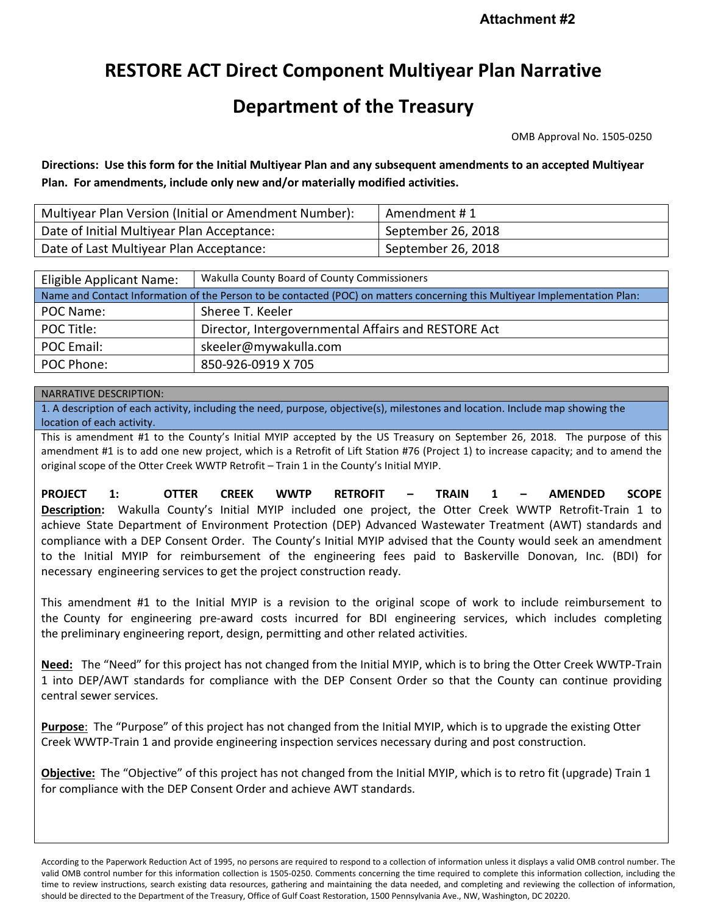**Attachment #2**

# RESTORE ACT Direct Component Multiyear Plan Narrative

# Department of the Treasury

OMB Approval No. 1505-0250

**Directions: Use this form for the Initial Multiyear Plan and any subsequent amendments to an accepted Multiyear Plan. For amendments, include only new and/or materially modified activities.**

| Multiyear Plan Version (Initial or Amendment Number): | Amendment # 1 |
|---|---|
| Date of Initial Multiyear Plan Acceptance: | September 26, 2018 |
| Date of Last Multiyear Plan Acceptance: | September 26, 2018 |

| Eligible Applicant Name: | Wakulla County Board of County Commissioners |
|---|---|
| Name and Contact Information of the Person to be contacted (POC) on matters concerning this Multiyear Implementation Plan: | |
| POC Name: | Sheree T. Keeler |
| POC Title: | Director, Intergovernmental Affairs and RESTORE Act |
| POC Email: | skeeler@mywakulla.com |
| POC Phone: | 850-926-0919 X 705 |

NARRATIVE DESCRIPTION:

1. A description of each activity, including the need, purpose, objective(s), milestones and location. Include map showing the location of each activity.

This is amendment #1 to the County's Initial MYIP accepted by the US Treasury on September 26, 2018. The purpose of this amendment #1 is to add one new project, which is a Retrofit of Lift Station #76 (Project 1) to increase capacity; and to amend the original scope of the Otter Creek WWTP Retrofit – Train 1 in the County's Initial MYIP.

**PROJECT 1: OTTER CREEK WWTP RETROFIT – TRAIN 1 – AMENDED SCOPE**

**Description:** Wakulla County's Initial MYIP included one project, the Otter Creek WWTP Retrofit-Train 1 to achieve State Department of Environment Protection (DEP) Advanced Wastewater Treatment (AWT) standards and compliance with a DEP Consent Order. The County's Initial MYIP advised that the County would seek an amendment to the Initial MYIP for reimbursement of the engineering fees paid to Baskerville Donovan, Inc. (BDI) for necessary engineering services to get the project construction ready.

This amendment #1 to the Initial MYIP is a revision to the original scope of work to include reimbursement to the County for engineering pre-award costs incurred for BDI engineering services, which includes completing the preliminary engineering report, design, permitting and other related activities.

**Need:** The "Need" for this project has not changed from the Initial MYIP, which is to bring the Otter Creek WWTP-Train 1 into DEP/AWT standards for compliance with the DEP Consent Order so that the County can continue providing central sewer services.

**Purpose**: The "Purpose" of this project has not changed from the Initial MYIP, which is to upgrade the existing Otter Creek WWTP-Train 1 and provide engineering inspection services necessary during and post construction.

**Objective:** The "Objective" of this project has not changed from the Initial MYIP, which is to retro fit (upgrade) Train 1 for compliance with the DEP Consent Order and achieve AWT standards.

According to the Paperwork Reduction Act of 1995, no persons are required to respond to a collection of information unless it displays a valid OMB control number. The valid OMB control number for this information collection is 1505-0250. Comments concerning the time required to complete this information collection, including the time to review instructions, search existing data resources, gathering and maintaining the data needed, and completing and reviewing the collection of information, should be directed to the Department of the Treasury, Office of Gulf Coast Restoration, 1500 Pennsylvania Ave., NW, Washington, DC 20220.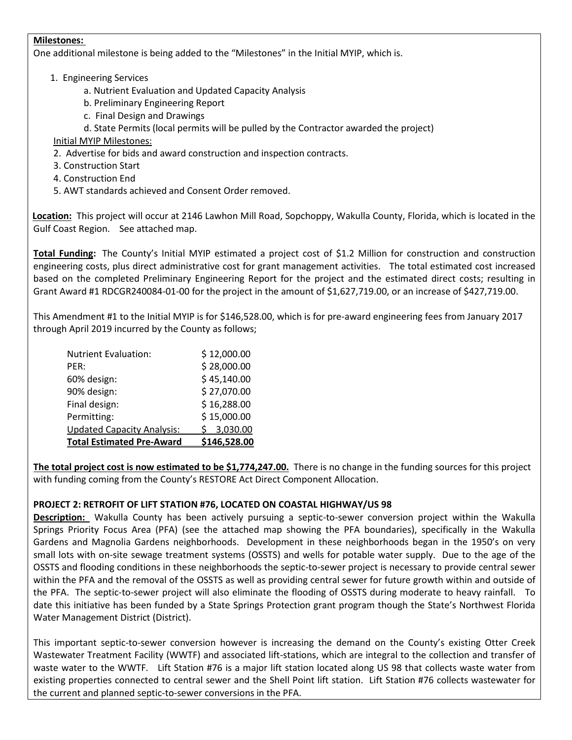**Milestones:**
One additional milestone is being added to the "Milestones" in the Initial MYIP, which is.

1. Engineering Services
   a. Nutrient Evaluation and Updated Capacity Analysis
   b. Preliminary Engineering Report
   c. Final Design and Drawings
   d. State Permits (local permits will be pulled by the Contractor awarded the project)

Initial MYIP Milestones:

2. Advertise for bids and award construction and inspection contracts.
3. Construction Start
4. Construction End
5. AWT standards achieved and Consent Order removed.

**Location:** This project will occur at 2146 Lawhon Mill Road, Sopchoppy, Wakulla County, Florida, which is located in the Gulf Coast Region. See attached map.

**Total Funding:** The County's Initial MYIP estimated a project cost of $1.2 Million for construction and construction engineering costs, plus direct administrative cost for grant management activities. The total estimated cost increased based on the completed Preliminary Engineering Report for the project and the estimated direct costs; resulting in Grant Award #1 RDCGR240084-01-00 for the project in the amount of $1,627,719.00, or an increase of $427,719.00.

This Amendment #1 to the Initial MYIP is for $146,528.00, which is for pre-award engineering fees from January 2017 through April 2019 incurred by the County as follows;

| | |
|---|---|
| Nutrient Evaluation: | $ 12,000.00 |
| PER: | $ 28,000.00 |
| 60% design: | $ 45,140.00 |
| 90% design: | $ 27,070.00 |
| Final design: | $ 16,288.00 |
| Permitting: | $ 15,000.00 |
| Updated Capacity Analysis: | $ 3,030.00 |
| **Total Estimated Pre-Award** | **$146,528.00** |

**The total project cost is now estimated to be $1,774,247.00.** There is no change in the funding sources for this project with funding coming from the County's RESTORE Act Direct Component Allocation.

**PROJECT 2: RETROFIT OF LIFT STATION #76, LOCATED ON COASTAL HIGHWAY/US 98**

**Description:** Wakulla County has been actively pursuing a septic-to-sewer conversion project within the Wakulla Springs Priority Focus Area (PFA) (see the attached map showing the PFA boundaries), specifically in the Wakulla Gardens and Magnolia Gardens neighborhoods. Development in these neighborhoods began in the 1950's on very small lots with on-site sewage treatment systems (OSSTS) and wells for potable water supply. Due to the age of the OSSTS and flooding conditions in these neighborhoods the septic-to-sewer project is necessary to provide central sewer within the PFA and the removal of the OSSTS as well as providing central sewer for future growth within and outside of the PFA. The septic-to-sewer project will also eliminate the flooding of OSSTS during moderate to heavy rainfall. To date this initiative has been funded by a State Springs Protection grant program though the State's Northwest Florida Water Management District (District).

This important septic-to-sewer conversion however is increasing the demand on the County's existing Otter Creek Wastewater Treatment Facility (WWTF) and associated lift-stations, which are integral to the collection and transfer of waste water to the WWTF. Lift Station #76 is a major lift station located along US 98 that collects waste water from existing properties connected to central sewer and the Shell Point lift station. Lift Station #76 collects wastewater for the current and planned septic-to-sewer conversions in the PFA.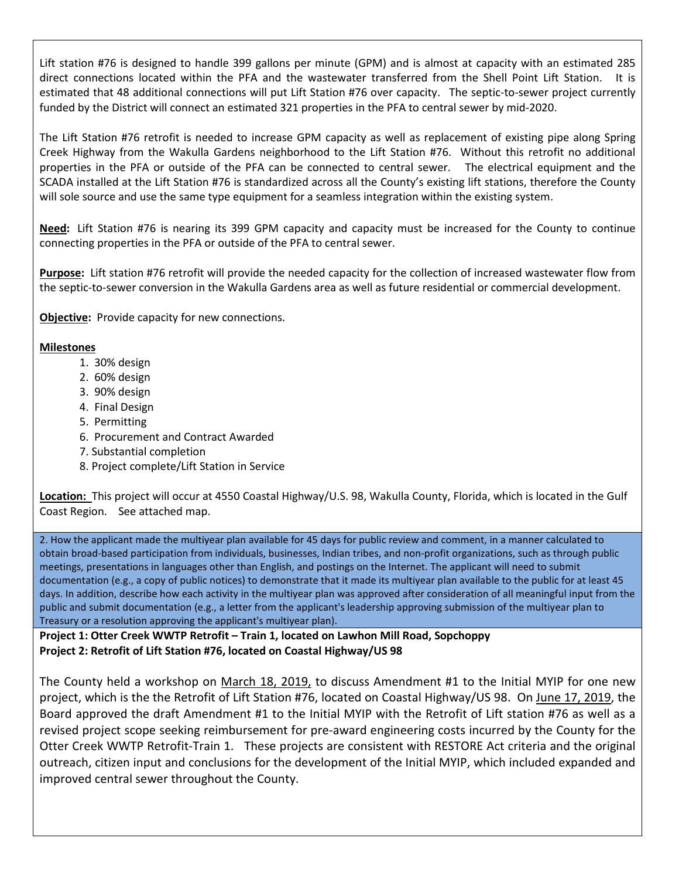Lift station #76 is designed to handle 399 gallons per minute (GPM) and is almost at capacity with an estimated 285 direct connections located within the PFA and the wastewater transferred from the Shell Point Lift Station. It is estimated that 48 additional connections will put Lift Station #76 over capacity. The septic-to-sewer project currently funded by the District will connect an estimated 321 properties in the PFA to central sewer by mid-2020.

The Lift Station #76 retrofit is needed to increase GPM capacity as well as replacement of existing pipe along Spring Creek Highway from the Wakulla Gardens neighborhood to the Lift Station #76. Without this retrofit no additional properties in the PFA or outside of the PFA can be connected to central sewer. The electrical equipment and the SCADA installed at the Lift Station #76 is standardized across all the County's existing lift stations, therefore the County will sole source and use the same type equipment for a seamless integration within the existing system.

**Need:** Lift Station #76 is nearing its 399 GPM capacity and capacity must be increased for the County to continue connecting properties in the PFA or outside of the PFA to central sewer.

**Purpose:** Lift station #76 retrofit will provide the needed capacity for the collection of increased wastewater flow from the septic-to-sewer conversion in the Wakulla Gardens area as well as future residential or commercial development.

**Objective:** Provide capacity for new connections.

**Milestones**

1. 30% design
2. 60% design
3. 90% design
4. Final Design
5. Permitting
6. Procurement and Contract Awarded
7. Substantial completion
8. Project complete/Lift Station in Service

**Location:** This project will occur at 4550 Coastal Highway/U.S. 98, Wakulla County, Florida, which is located in the Gulf Coast Region. See attached map.

2. How the applicant made the multiyear plan available for 45 days for public review and comment, in a manner calculated to obtain broad-based participation from individuals, businesses, Indian tribes, and non-profit organizations, such as through public meetings, presentations in languages other than English, and postings on the Internet. The applicant will need to submit documentation (e.g., a copy of public notices) to demonstrate that it made its multiyear plan available to the public for at least 45 days. In addition, describe how each activity in the multiyear plan was approved after consideration of all meaningful input from the public and submit documentation (e.g., a letter from the applicant's leadership approving submission of the multiyear plan to Treasury or a resolution approving the applicant's multiyear plan).

**Project 1: Otter Creek WWTP Retrofit – Train 1, located on Lawhon Mill Road, Sopchoppy**
**Project 2: Retrofit of Lift Station #76, located on Coastal Highway/US 98**

The County held a workshop on March 18, 2019, to discuss Amendment #1 to the Initial MYIP for one new project, which is the the Retrofit of Lift Station #76, located on Coastal Highway/US 98. On June 17, 2019, the Board approved the draft Amendment #1 to the Initial MYIP with the Retrofit of Lift station #76 as well as a revised project scope seeking reimbursement for pre-award engineering costs incurred by the County for the Otter Creek WWTP Retrofit-Train 1. These projects are consistent with RESTORE Act criteria and the original outreach, citizen input and conclusions for the development of the Initial MYIP, which included expanded and improved central sewer throughout the County.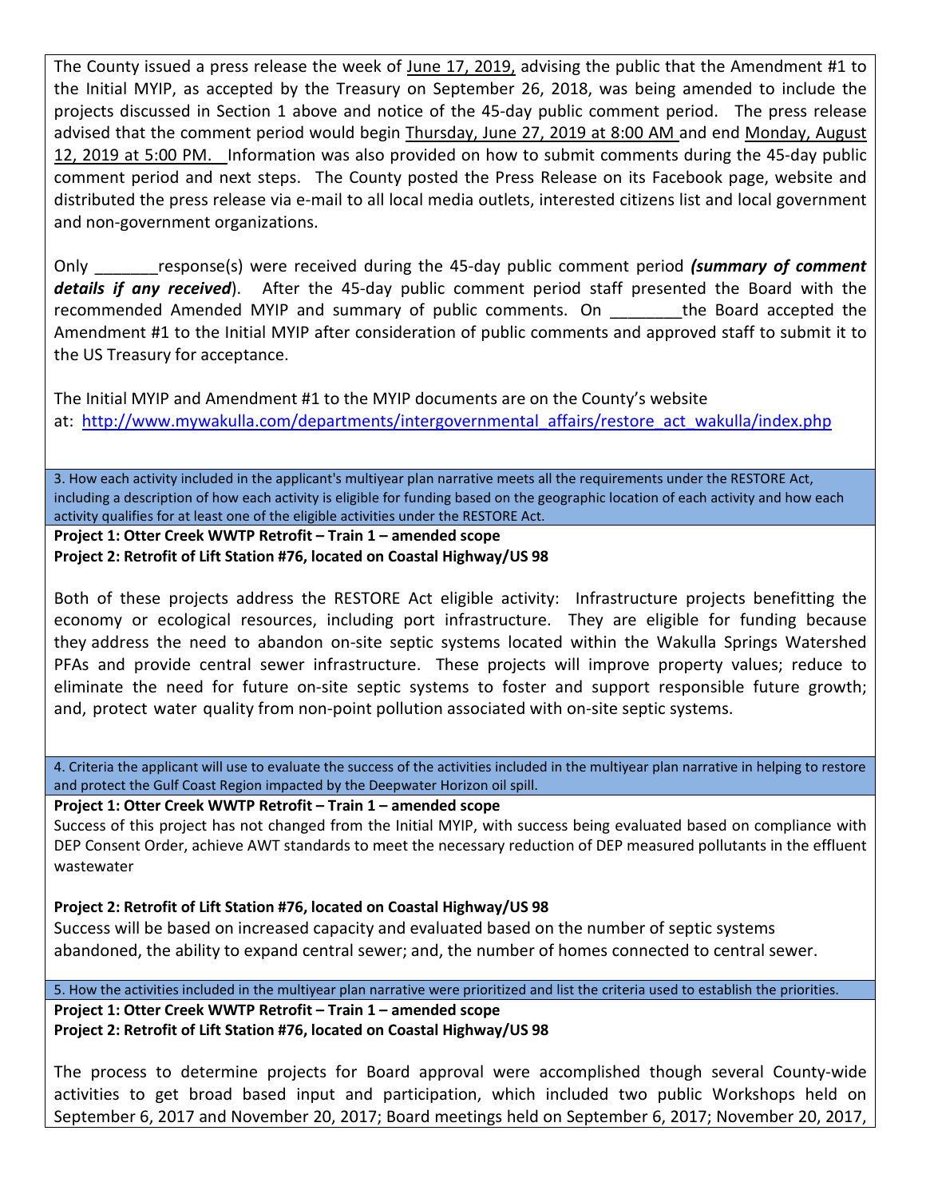The County issued a press release the week of June 17, 2019, advising the public that the Amendment #1 to the Initial MYIP, as accepted by the Treasury on September 26, 2018, was being amended to include the projects discussed in Section 1 above and notice of the 45-day public comment period. The press release advised that the comment period would begin Thursday, June 27, 2019 at 8:00 AM and end Monday, August 12, 2019 at 5:00 PM. Information was also provided on how to submit comments during the 45-day public comment period and next steps. The County posted the Press Release on its Facebook page, website and distributed the press release via e-mail to all local media outlets, interested citizens list and local government and non-government organizations.

Only _______response(s) were received during the 45-day public comment period ***(summary of comment details if any received)***. After the 45-day public comment period staff presented the Board with the recommended Amended MYIP and summary of public comments. On ________the Board accepted the Amendment #1 to the Initial MYIP after consideration of public comments and approved staff to submit it to the US Treasury for acceptance.

The Initial MYIP and Amendment #1 to the MYIP documents are on the County's website at: http://www.mywakulla.com/departments/intergovernmental_affairs/restore_act_wakulla/index.php

3. How each activity included in the applicant's multiyear plan narrative meets all the requirements under the RESTORE Act, including a description of how each activity is eligible for funding based on the geographic location of each activity and how each activity qualifies for at least one of the eligible activities under the RESTORE Act.

**Project 1: Otter Creek WWTP Retrofit – Train 1 – amended scope**
**Project 2: Retrofit of Lift Station #76, located on Coastal Highway/US 98**

Both of these projects address the RESTORE Act eligible activity: Infrastructure projects benefitting the economy or ecological resources, including port infrastructure. They are eligible for funding because they address the need to abandon on-site septic systems located within the Wakulla Springs Watershed PFAs and provide central sewer infrastructure. These projects will improve property values; reduce to eliminate the need for future on-site septic systems to foster and support responsible future growth; and, protect water quality from non-point pollution associated with on-site septic systems.

4. Criteria the applicant will use to evaluate the success of the activities included in the multiyear plan narrative in helping to restore and protect the Gulf Coast Region impacted by the Deepwater Horizon oil spill.

**Project 1: Otter Creek WWTP Retrofit – Train 1 – amended scope**
Success of this project has not changed from the Initial MYIP, with success being evaluated based on compliance with DEP Consent Order, achieve AWT standards to meet the necessary reduction of DEP measured pollutants in the effluent wastewater

**Project 2: Retrofit of Lift Station #76, located on Coastal Highway/US 98**
Success will be based on increased capacity and evaluated based on the number of septic systems abandoned, the ability to expand central sewer; and, the number of homes connected to central sewer.

5. How the activities included in the multiyear plan narrative were prioritized and list the criteria used to establish the priorities.

**Project 1: Otter Creek WWTP Retrofit – Train 1 – amended scope**
**Project 2: Retrofit of Lift Station #76, located on Coastal Highway/US 98**

The process to determine projects for Board approval were accomplished though several County-wide activities to get broad based input and participation, which included two public Workshops held on September 6, 2017 and November 20, 2017; Board meetings held on September 6, 2017; November 20, 2017,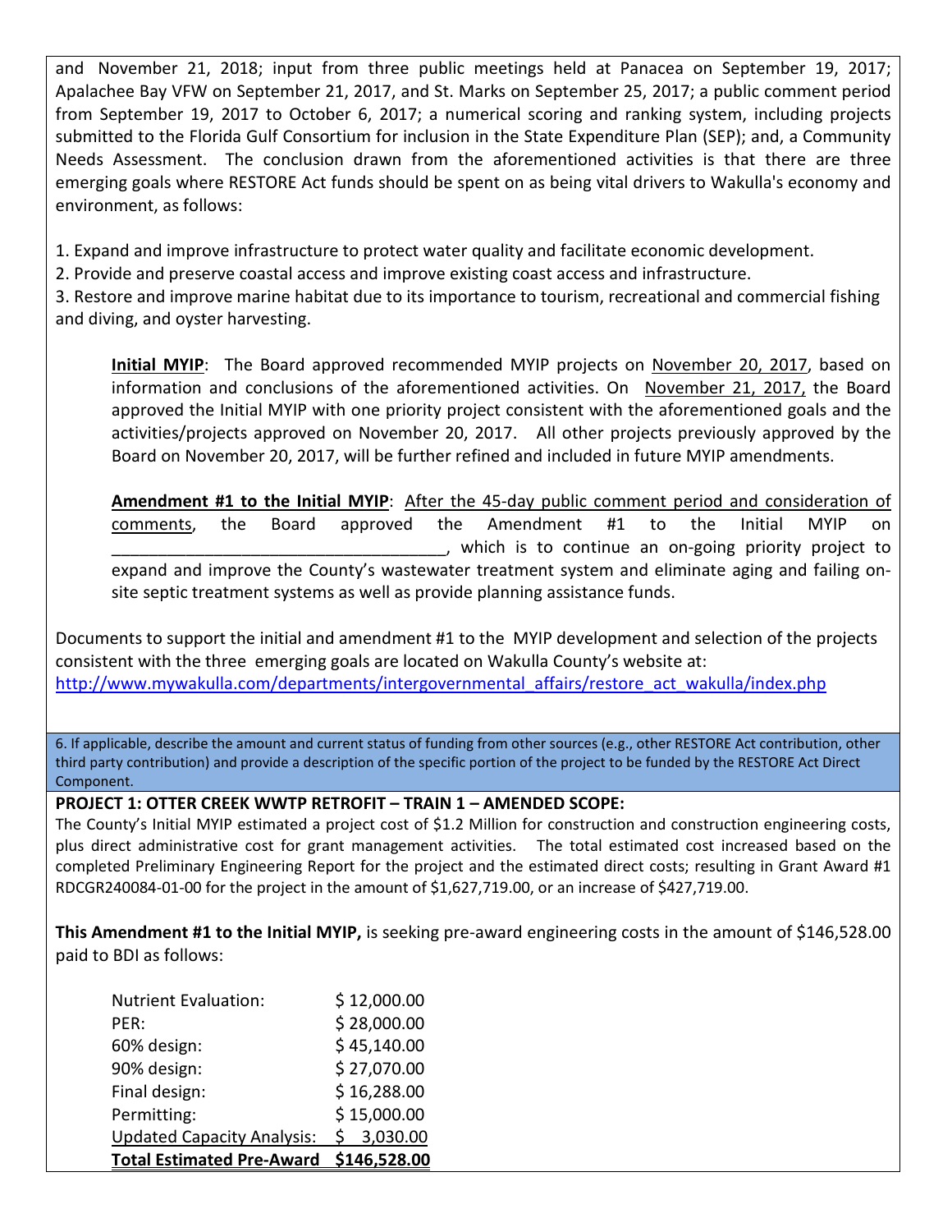and November 21, 2018; input from three public meetings held at Panacea on September 19, 2017; Apalachee Bay VFW on September 21, 2017, and St. Marks on September 25, 2017; a public comment period from September 19, 2017 to October 6, 2017; a numerical scoring and ranking system, including projects submitted to the Florida Gulf Consortium for inclusion in the State Expenditure Plan (SEP); and, a Community Needs Assessment. The conclusion drawn from the aforementioned activities is that there are three emerging goals where RESTORE Act funds should be spent on as being vital drivers to Wakulla's economy and environment, as follows:

1. Expand and improve infrastructure to protect water quality and facilitate economic development.
2. Provide and preserve coastal access and improve existing coast access and infrastructure.
3. Restore and improve marine habitat due to its importance to tourism, recreational and commercial fishing and diving, and oyster harvesting.

**Initial MYIP**: The Board approved recommended MYIP projects on November 20, 2017, based on information and conclusions of the aforementioned activities. On November 21, 2017, the Board approved the Initial MYIP with one priority project consistent with the aforementioned goals and the activities/projects approved on November 20, 2017. All other projects previously approved by the Board on November 20, 2017, will be further refined and included in future MYIP amendments.

**Amendment #1 to the Initial MYIP**: After the 45-day public comment period and consideration of comments, the Board approved the Amendment #1 to the Initial MYIP on ____________________________________, which is to continue an on-going priority project to expand and improve the County's wastewater treatment system and eliminate aging and failing on-site septic treatment systems as well as provide planning assistance funds.

Documents to support the initial and amendment #1 to the MYIP development and selection of the projects consistent with the three emerging goals are located on Wakulla County's website at: http://www.mywakulla.com/departments/intergovernmental_affairs/restore_act_wakulla/index.php

6. If applicable, describe the amount and current status of funding from other sources (e.g., other RESTORE Act contribution, other third party contribution) and provide a description of the specific portion of the project to be funded by the RESTORE Act Direct Component.

**PROJECT 1: OTTER CREEK WWTP RETROFIT – TRAIN 1 – AMENDED SCOPE:**

The County's Initial MYIP estimated a project cost of $1.2 Million for construction and construction engineering costs, plus direct administrative cost for grant management activities. The total estimated cost increased based on the completed Preliminary Engineering Report for the project and the estimated direct costs; resulting in Grant Award #1 RDCGR240084-01-00 for the project in the amount of $1,627,719.00, or an increase of $427,719.00.

**This Amendment #1 to the Initial MYIP,** is seeking pre-award engineering costs in the amount of $146,528.00 paid to BDI as follows:

| | |
|---|---|
| Nutrient Evaluation: | $ 12,000.00 |
| PER: | $ 28,000.00 |
| 60% design: | $ 45,140.00 |
| 90% design: | $ 27,070.00 |
| Final design: | $ 16,288.00 |
| Permitting: | $ 15,000.00 |
| Updated Capacity Analysis: | $ 3,030.00 |
| **Total Estimated Pre-Award** | **$146,528.00** |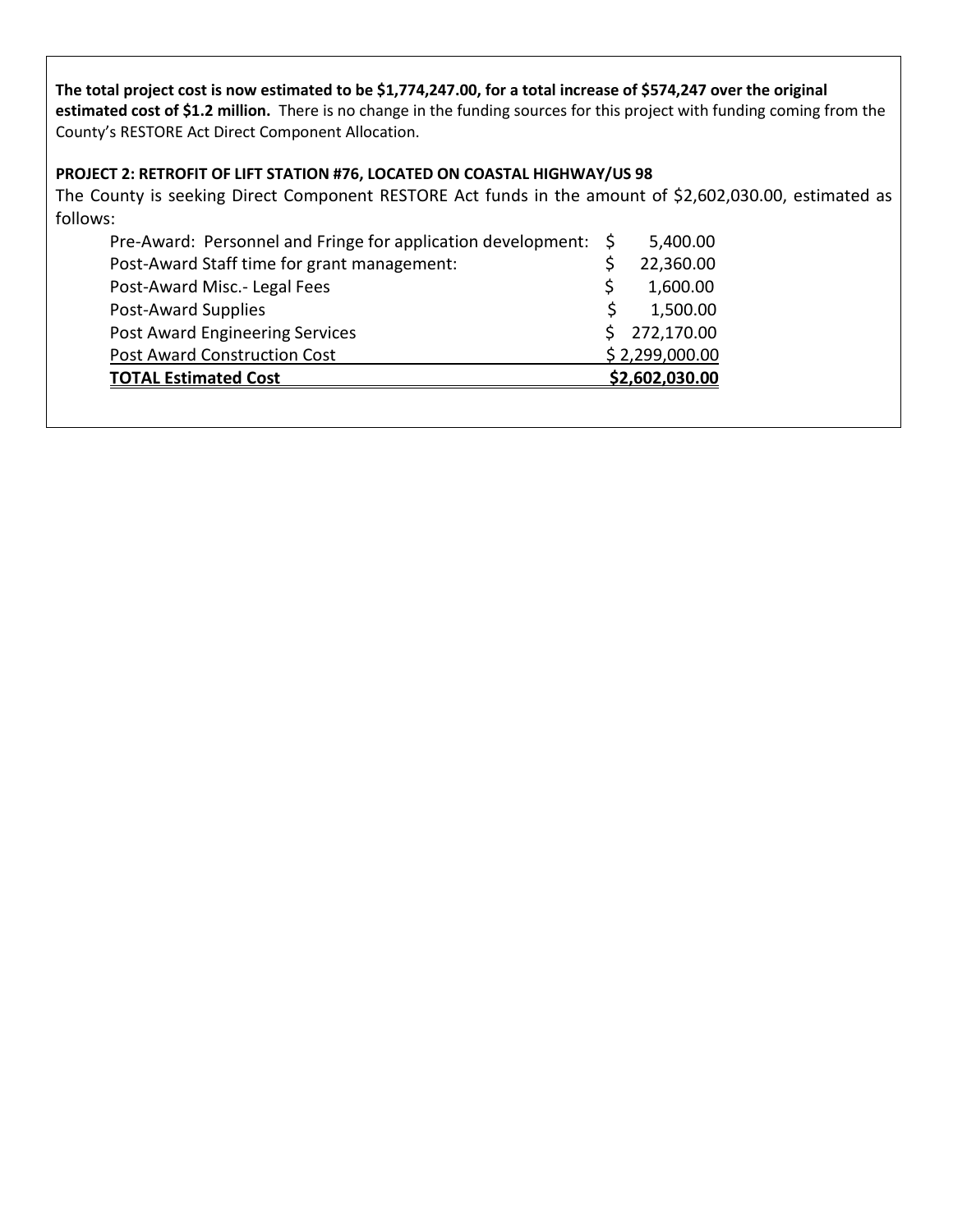**The total project cost is now estimated to be $1,774,247.00, for a total increase of $574,247 over the original estimated cost of $1.2 million.** There is no change in the funding sources for this project with funding coming from the County's RESTORE Act Direct Component Allocation.

**PROJECT 2: RETROFIT OF LIFT STATION #76, LOCATED ON COASTAL HIGHWAY/US 98**

The County is seeking Direct Component RESTORE Act funds in the amount of $2,602,030.00, estimated as follows:

| Item | Amount |
|---|---|
| Pre-Award: Personnel and Fringe for application development: | $ 5,400.00 |
| Post-Award Staff time for grant management: | $ 22,360.00 |
| Post-Award Misc.- Legal Fees | $ 1,600.00 |
| Post-Award Supplies | $ 1,500.00 |
| Post Award Engineering Services | $ 272,170.00 |
| Post Award Construction Cost | $ 2,299,000.00 |
| **TOTAL Estimated Cost** | **$2,602,030.00** |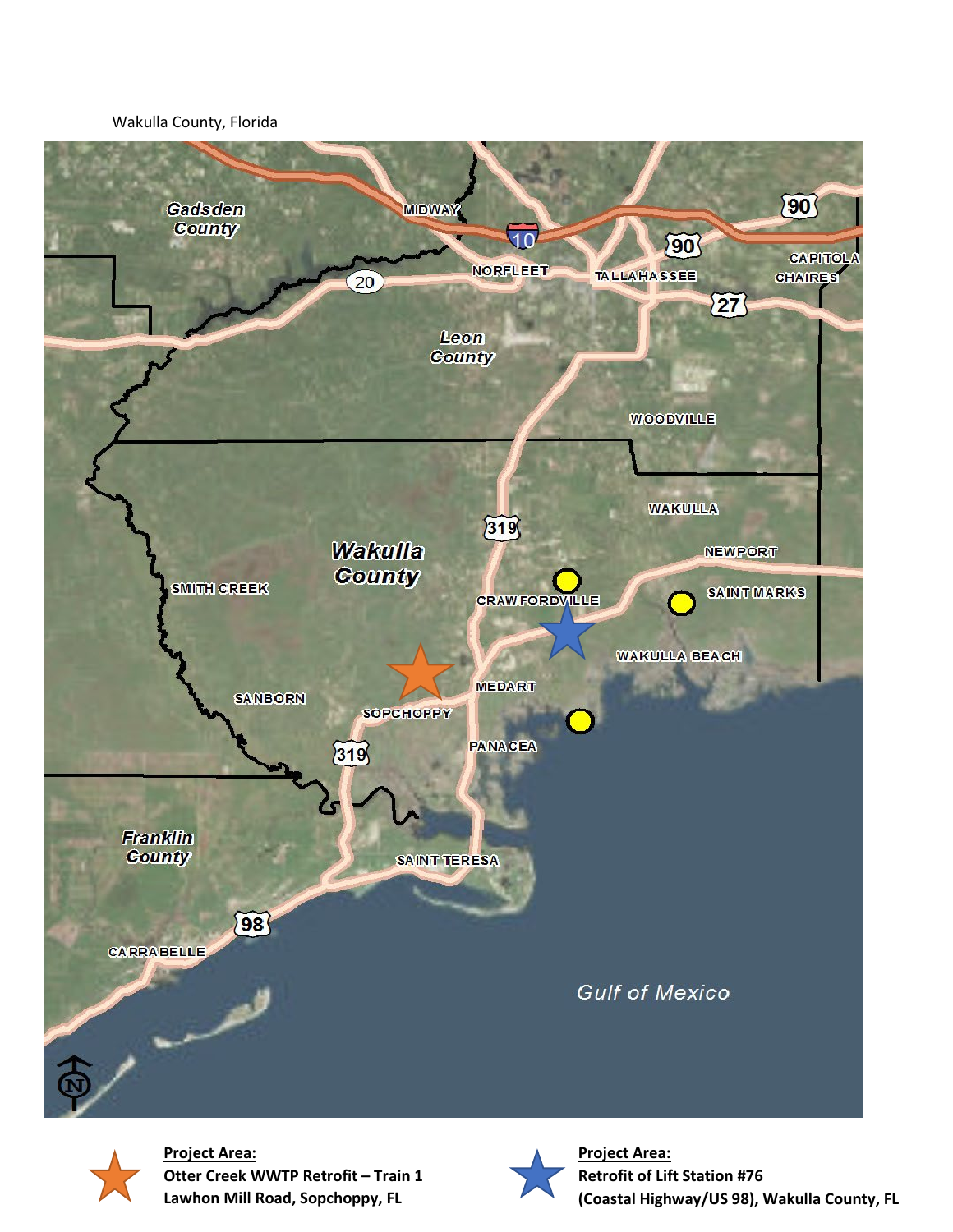Wakulla County, Florida

**Project Area:**
**Otter Creek WWTP Retrofit – Train 1**
**Lawhon Mill Road, Sopchoppy, FL**

**Project Area:**
**Retrofit of Lift Station #76**
**(Coastal Highway/US 98), Wakulla County, FL**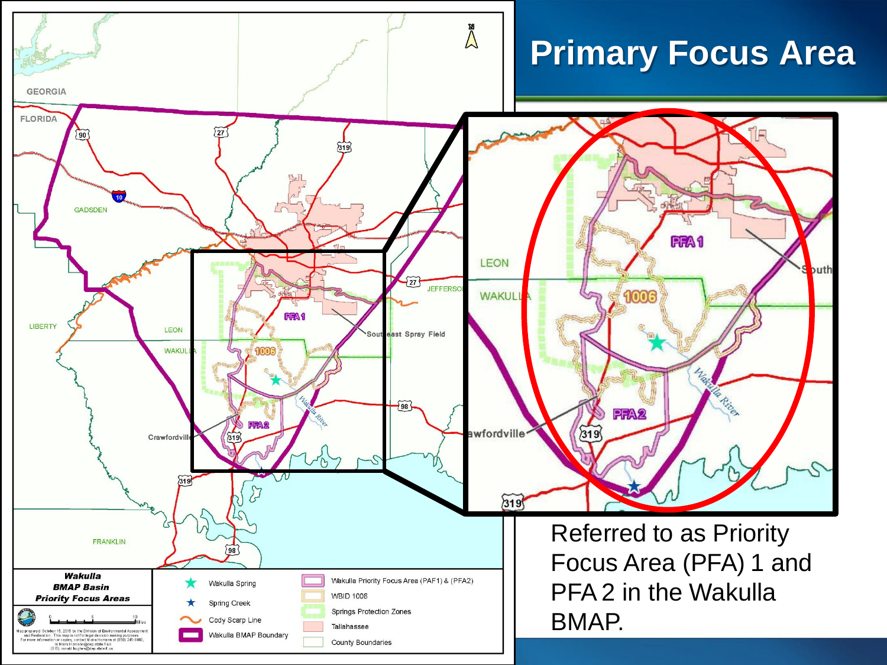# Primary Focus Area

Referred to as Priority Focus Area (PFA) 1 and PFA 2 in the Wakulla BMAP.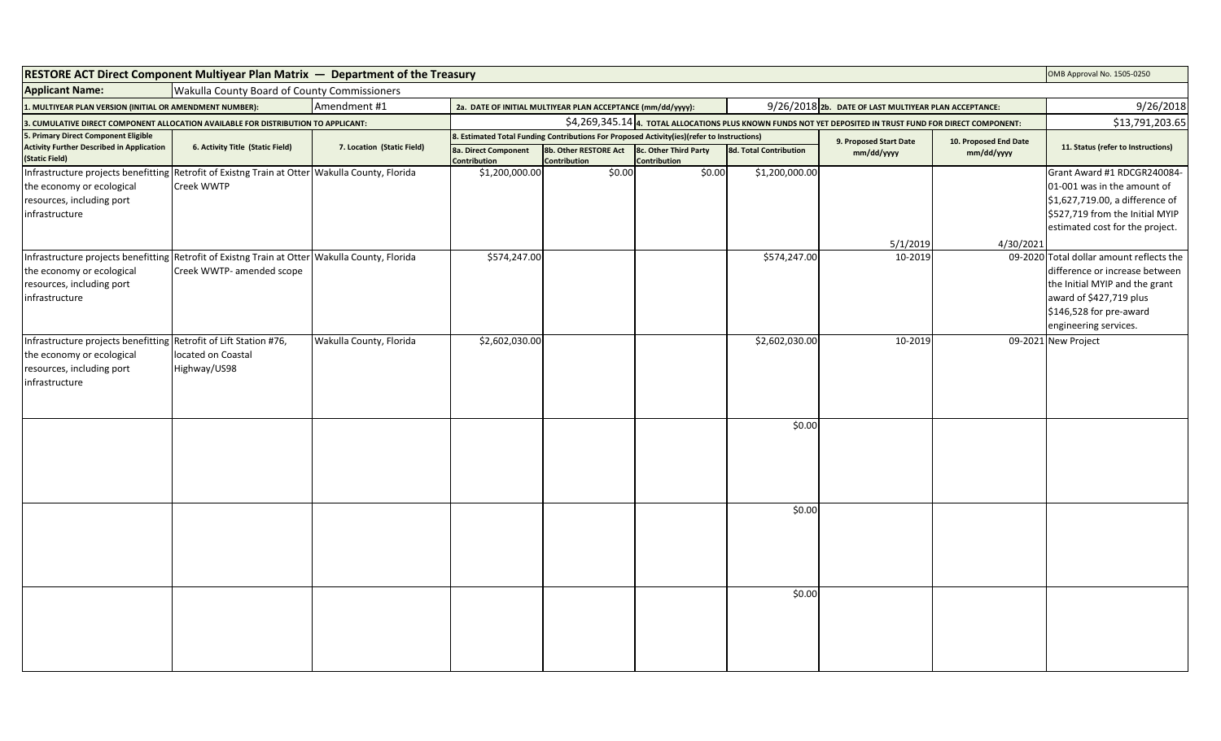| RESTORE ACT Direct Component Multiyear Plan Matrix — Department of the Treasury | | | | | | | | | | OMB Approval No. 1505-0250 |
|---|---|---|---|---|---|---|---|---|---|---|
| **Applicant Name:** | Wakulla County Board of County Commissioners | | | | | | | | | |
| 1. MULTIYEAR PLAN VERSION (INITIAL OR AMENDMENT NUMBER): | | Amendment #1 | 2a. DATE OF INITIAL MULTIYEAR PLAN ACCEPTANCE (mm/dd/yyyy): | | | 9/26/2018 | 2b. DATE OF LAST MULTIYEAR PLAN ACCEPTANCE: | | | 9/26/2018 |
| 3. CUMULATIVE DIRECT COMPONENT ALLOCATION AVAILABLE FOR DISTRIBUTION TO APPLICANT: | | | | | | $4,269,345.14 | 4. TOTAL ALLOCATIONS PLUS KNOWN FUNDS NOT YET DEPOSITED IN TRUST FUND FOR DIRECT COMPONENT: | | | $13,791,203.65 |
| 5. Primary Direct Component Eligible Activity Further Described in Application (Static Field) | 6. Activity Title (Static Field) | 7. Location (Static Field) | 8. Estimated Total Funding Contributions For Proposed Activity(ies)(refer to Instructions) | | | | 9. Proposed Start Date mm/dd/yyyy | 10. Proposed End Date mm/dd/yyyy | 11. Status (refer to Instructions) | |
| | | | 8a. Direct Component Contribution | 8b. Other RESTORE Act Contribution | 8c. Other Third Party Contribution | 8d. Total Contribution | | | | |
| Infrastructure projects benefitting the economy or ecological resources, including port infrastructure | Retrofit of Existng Train at Otter Creek WWTP | Wakulla County, Florida | $1,200,000.00 | $0.00 | $0.00 | $1,200,000.00 | 5/1/2019 | 4/30/2021 | Grant Award #1 RDCGR240084-01-001 was in the amount of $1,627,719.00, a difference of $527,719 from the Initial MYIP estimated cost for the project. | |
| Infrastructure projects benefitting the economy or ecological resources, including port infrastructure | Retrofit of Existng Train at Otter Creek WWTP- amended scope | Wakulla County, Florida | $574,247.00 | | | $574,247.00 | 10-2019 | 09-2020 | Total dollar amount reflects the difference or increase between the Initial MYIP and the grant award of $427,719 plus $146,528 for pre-award engineering services. | |
| Infrastructure projects benefitting the economy or ecological resources, including port infrastructure | Retrofit of Lift Station #76, located on Coastal Highway/US98 | Wakulla County, Florida | $2,602,030.00 | | | $2,602,030.00 | 10-2019 | 09-2021 | New Project | |
| | | | | | | $0.00 | | | | |
| | | | | | | $0.00 | | | | |
| | | | | | | $0.00 | | | | |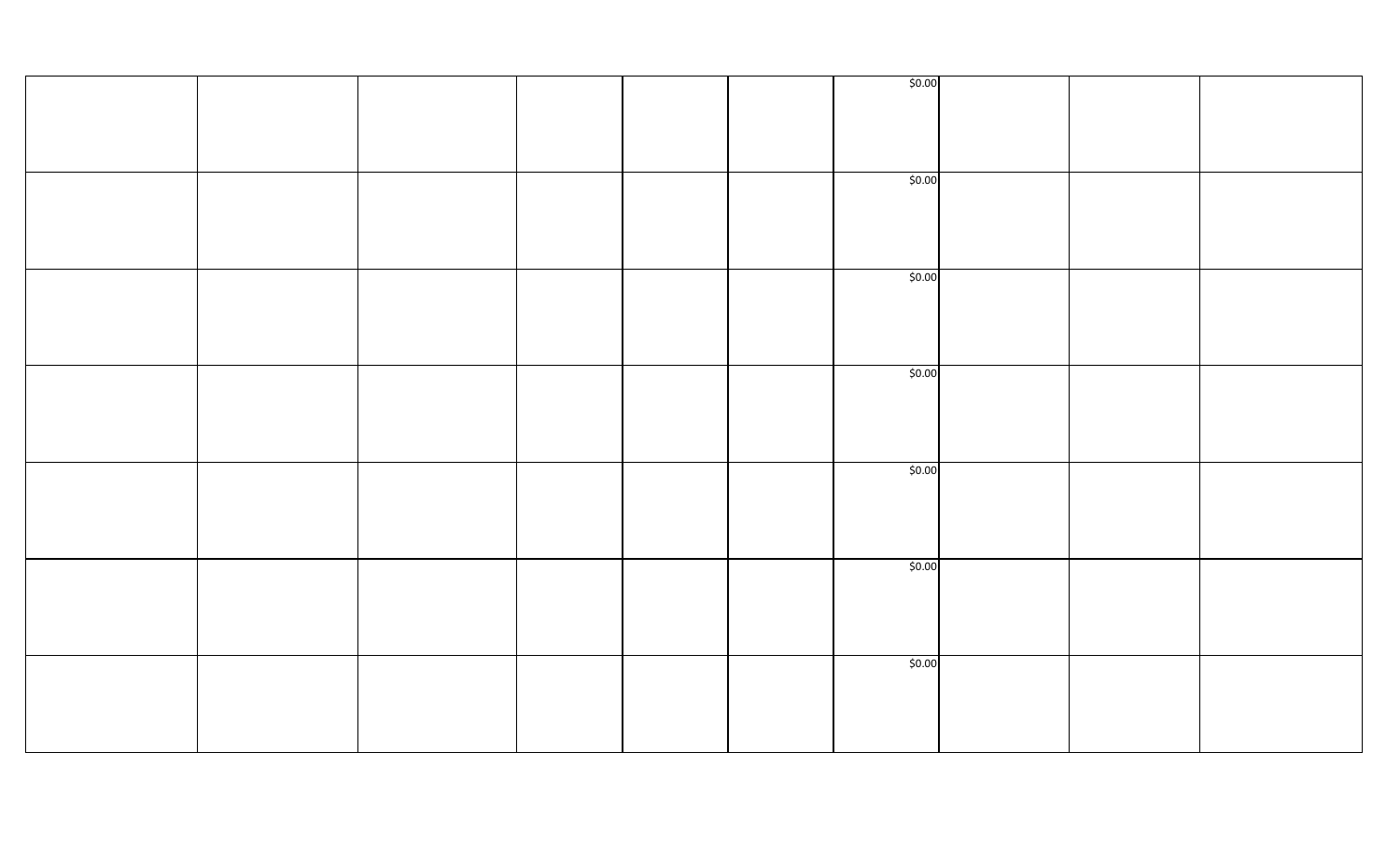| | | | | | | | | | |
|---|---|---|---|---|---|---|---|---|---|
| | | | | | | $0.00 | | | |
| | | | | | | $0.00 | | | |
| | | | | | | $0.00 | | | |
| | | | | | | $0.00 | | | |
| | | | | | | $0.00 | | | |
| | | | | | | $0.00 | | | |
| | | | | | | $0.00 | | | |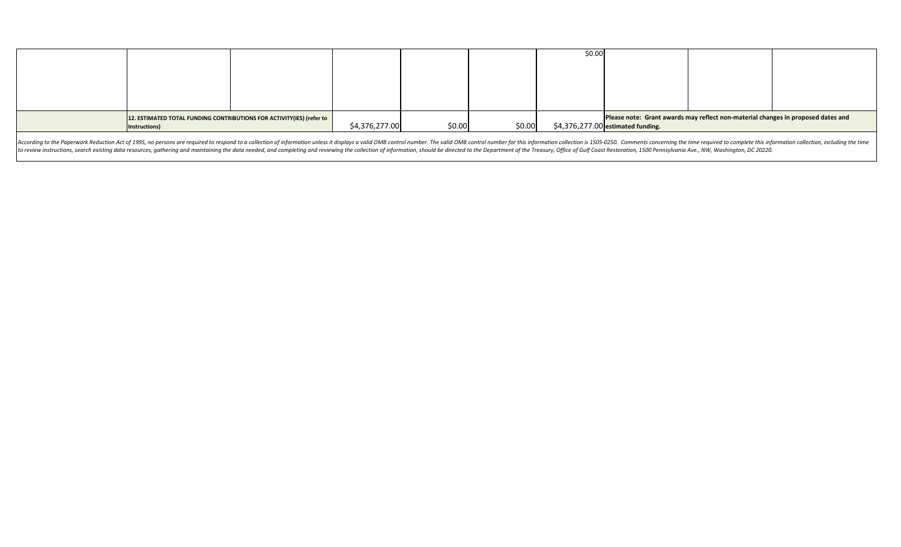| | | | | | | | | | |
|---|---|---|---|---|---|---|---|---|---|
| | | | | | | $0.00 | | | |
| | **12. ESTIMATED TOTAL FUNDING CONTRIBUTIONS FOR ACTIVITY(IES) (refer to Instructions)** | | $4,376,277.00 | $0.00 | $0.00 | $4,376,277.00 | **Please note: Grant awards may reflect non-material changes in proposed dates and estimated funding.** | | |

*According to the Paperwork Reduction Act of 1995, no persons are required to respond to a collection of information unless it displays a valid OMB control number. The valid OMB control number for this information collection is 1505-0250. Comments concerning the time required to complete this information collection, including the time to review instructions, search existing data resources, gathering and maintaining the data needed, and completing and reviewing the collection of information, should be directed to the Department of the Treasury, Office of Gulf Coast Restoration, 1500 Pennsylvania Ave., NW, Washington, DC 20220.*